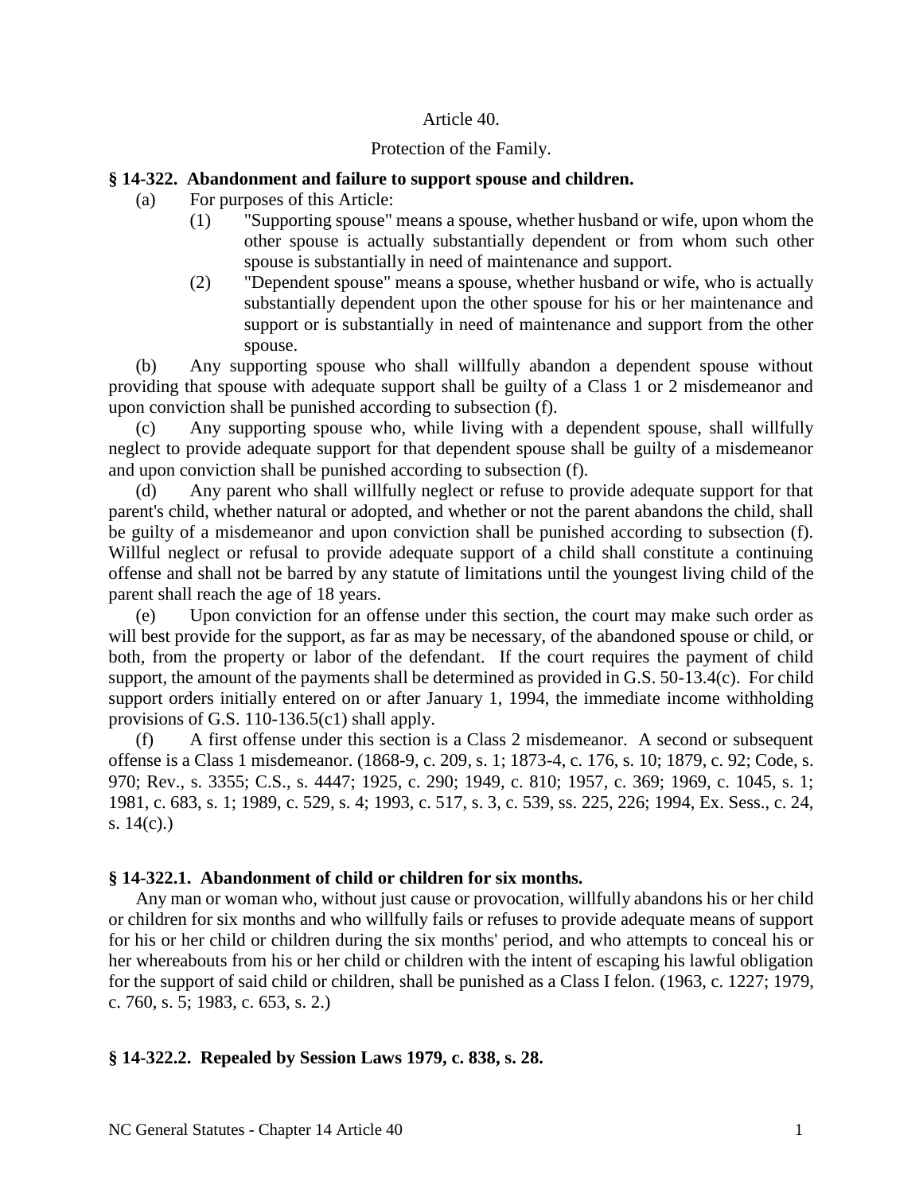Article 40.

Protection of the Family.

**§ 14-322. Abandonment and failure to support spouse and children.**

(a) For purposes of this Article:

(1) "Supporting spouse" means a spouse, whether husband or wife, upon whom the other spouse is actually substantially dependent or from whom such other spouse is substantially in need of maintenance and support.

(2) "Dependent spouse" means a spouse, whether husband or wife, who is actually substantially dependent upon the other spouse for his or her maintenance and support or is substantially in need of maintenance and support from the other spouse.

(b) Any supporting spouse who shall willfully abandon a dependent spouse without providing that spouse with adequate support shall be guilty of a Class 1 or 2 misdemeanor and upon conviction shall be punished according to subsection (f).

(c) Any supporting spouse who, while living with a dependent spouse, shall willfully neglect to provide adequate support for that dependent spouse shall be guilty of a misdemeanor and upon conviction shall be punished according to subsection (f).

(d) Any parent who shall willfully neglect or refuse to provide adequate support for that parent's child, whether natural or adopted, and whether or not the parent abandons the child, shall be guilty of a misdemeanor and upon conviction shall be punished according to subsection (f). Willful neglect or refusal to provide adequate support of a child shall constitute a continuing offense and shall not be barred by any statute of limitations until the youngest living child of the parent shall reach the age of 18 years.

(e) Upon conviction for an offense under this section, the court may make such order as will best provide for the support, as far as may be necessary, of the abandoned spouse or child, or both, from the property or labor of the defendant. If the court requires the payment of child support, the amount of the payments shall be determined as provided in G.S. 50-13.4(c). For child support orders initially entered on or after January 1, 1994, the immediate income withholding provisions of G.S. 110-136.5(c1) shall apply.

(f) A first offense under this section is a Class 2 misdemeanor. A second or subsequent offense is a Class 1 misdemeanor. (1868-9, c. 209, s. 1; 1873-4, c. 176, s. 10; 1879, c. 92; Code, s. 970; Rev., s. 3355; C.S., s. 4447; 1925, c. 290; 1949, c. 810; 1957, c. 369; 1969, c. 1045, s. 1; 1981, c. 683, s. 1; 1989, c. 529, s. 4; 1993, c. 517, s. 3, c. 539, ss. 225, 226; 1994, Ex. Sess., c. 24, s. 14(c).)

**§ 14-322.1. Abandonment of child or children for six months.**

Any man or woman who, without just cause or provocation, willfully abandons his or her child or children for six months and who willfully fails or refuses to provide adequate means of support for his or her child or children during the six months' period, and who attempts to conceal his or her whereabouts from his or her child or children with the intent of escaping his lawful obligation for the support of said child or children, shall be punished as a Class I felon. (1963, c. 1227; 1979, c. 760, s. 5; 1983, c. 653, s. 2.)

**§ 14-322.2. Repealed by Session Laws 1979, c. 838, s. 28.**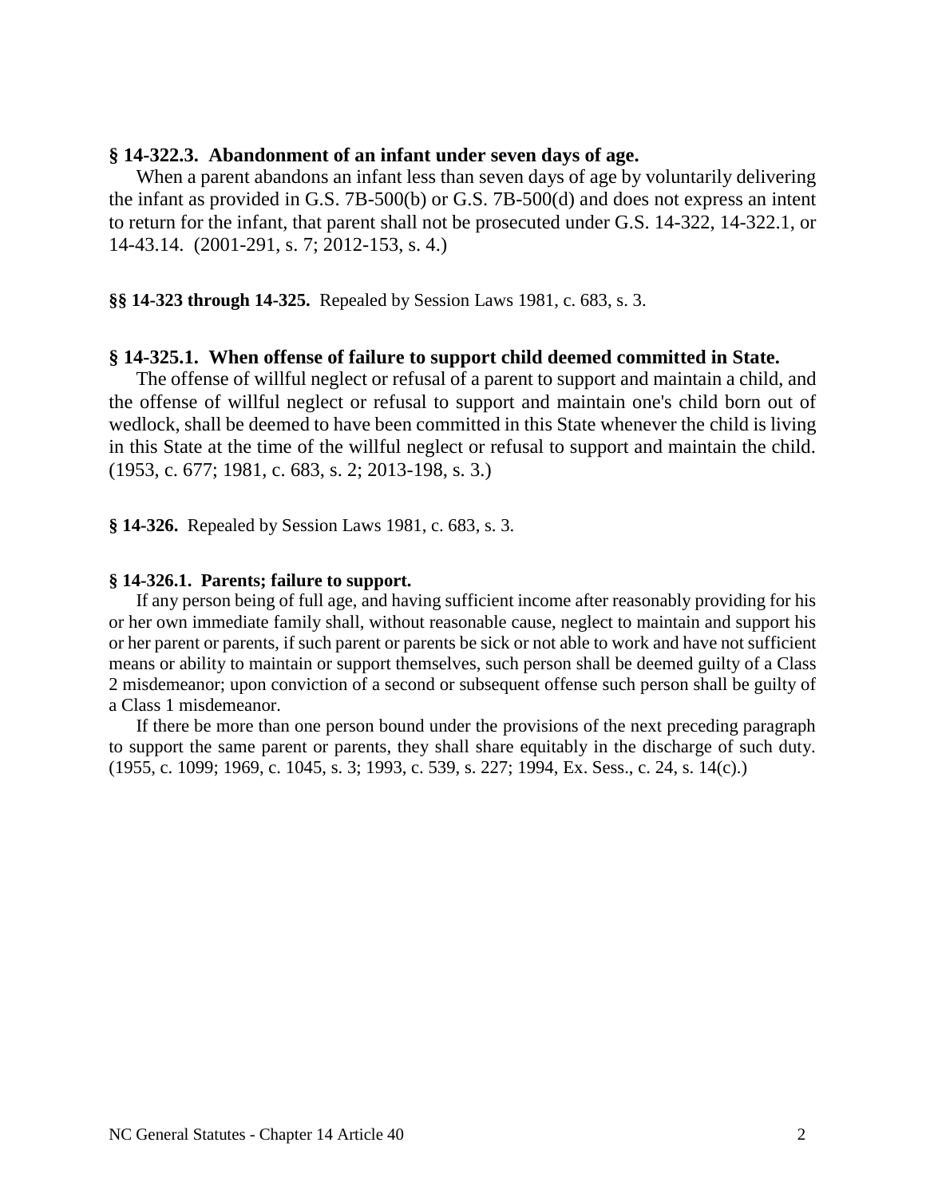**§ 14-322.3. Abandonment of an infant under seven days of age.**

When a parent abandons an infant less than seven days of age by voluntarily delivering the infant as provided in G.S. 7B-500(b) or G.S. 7B-500(d) and does not express an intent to return for the infant, that parent shall not be prosecuted under G.S. 14-322, 14-322.1, or 14-43.14. (2001-291, s. 7; 2012-153, s. 4.)

**§§ 14-323 through 14-325.** Repealed by Session Laws 1981, c. 683, s. 3.

**§ 14-325.1. When offense of failure to support child deemed committed in State.**

The offense of willful neglect or refusal of a parent to support and maintain a child, and the offense of willful neglect or refusal to support and maintain one's child born out of wedlock, shall be deemed to have been committed in this State whenever the child is living in this State at the time of the willful neglect or refusal to support and maintain the child. (1953, c. 677; 1981, c. 683, s. 2; 2013-198, s. 3.)

**§ 14-326.** Repealed by Session Laws 1981, c. 683, s. 3.

**§ 14-326.1. Parents; failure to support.**

If any person being of full age, and having sufficient income after reasonably providing for his or her own immediate family shall, without reasonable cause, neglect to maintain and support his or her parent or parents, if such parent or parents be sick or not able to work and have not sufficient means or ability to maintain or support themselves, such person shall be deemed guilty of a Class 2 misdemeanor; upon conviction of a second or subsequent offense such person shall be guilty of a Class 1 misdemeanor.

If there be more than one person bound under the provisions of the next preceding paragraph to support the same parent or parents, they shall share equitably in the discharge of such duty. (1955, c. 1099; 1969, c. 1045, s. 3; 1993, c. 539, s. 227; 1994, Ex. Sess., c. 24, s. 14(c).)